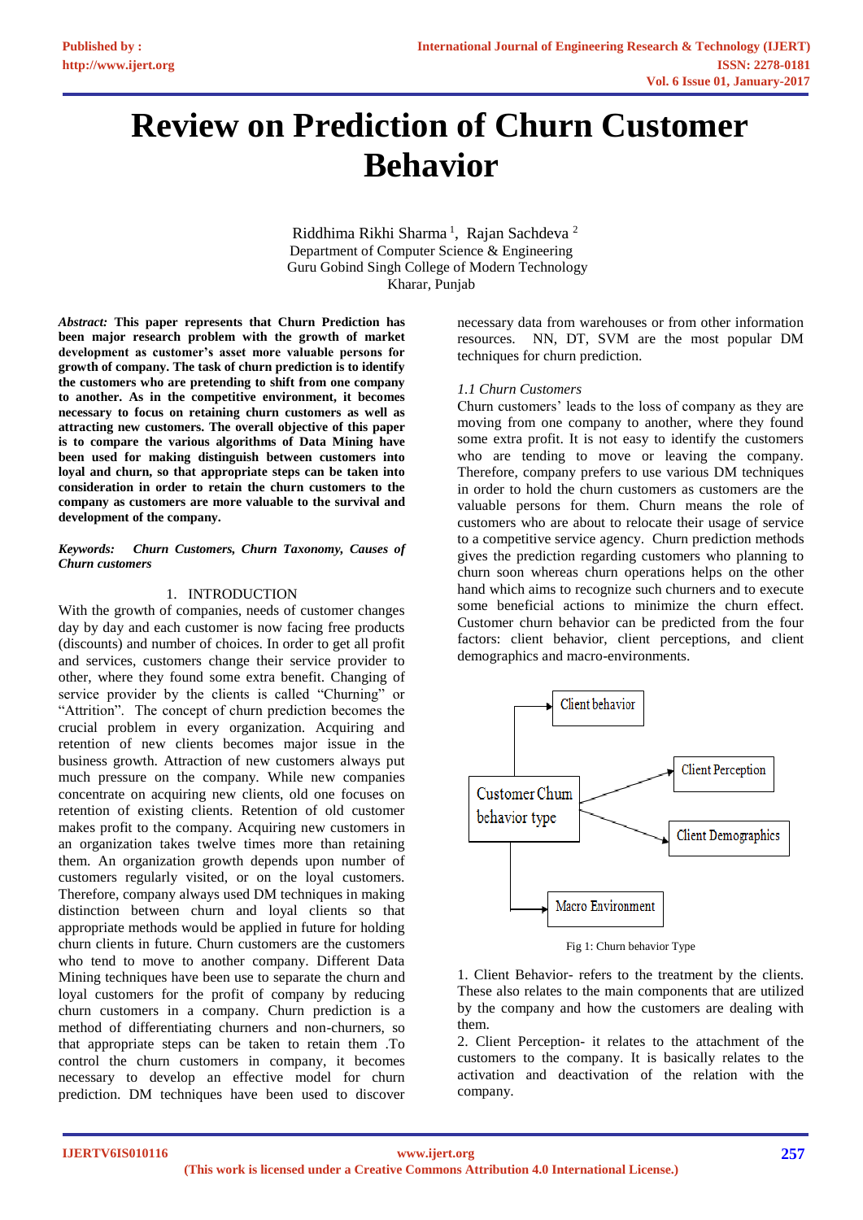# Review on Prediction of Churn Customer Behavior

Riddhima Rikhi Sharma [1], Rajan Sachdeva [2]
Department of Computer Science & Engineering
Guru Gobind Singh College of Modern Technology
Kharar, Punjab

***Abstract:*** **This paper represents that Churn Prediction has been major research problem with the growth of market development as customer's asset more valuable persons for growth of company. The task of churn prediction is to identify the customers who are pretending to shift from one company to another. As in the competitive environment, it becomes necessary to focus on retaining churn customers as well as attracting new customers. The overall objective of this paper is to compare the various algorithms of Data Mining have been used for making distinguish between churn customers into loyal and churn, so that appropriate steps can be taken into consideration in order to retain the churn customers to the company as customers are more valuable to the survival and development of the company.**

***Keywords: Churn Customers, Churn Taxonomy, Causes of Churn customers***

## 1. INTRODUCTION

With the growth of companies, needs of customer changes day by day and each customer is now facing free products (discounts) and number of choices. In order to get all profit and services, customers change their service provider to other, where they found some extra benefit. Changing of service provider by the clients is called "Churning" or "Attrition". The concept of churn prediction becomes the crucial problem in every organization. Acquiring and retention of new clients becomes major issue in the business growth. Attraction of new customers always put much pressure on the company. While new companies concentrate on acquiring new clients, old one focuses on retention of existing clients. Retention of old customer makes profit to the company. Acquiring new customers in an organization takes twelve times more than retaining them. An organization growth depends upon number of customers regularly visited, or on the loyal customers. Therefore, company always used DM techniques in making distinction between churn and loyal clients so that appropriate methods would be applied in future for holding churn clients in future. Churn customers are the customers who tend to move to another company. Different Data Mining techniques have been used to separate the churn and loyal customers for the profit of company by reducing churn customers in a company. Churn prediction is a method of differentiating churners and non-churners, so that appropriate steps can be taken to retain them .To control the churn customers in company, it becomes necessary to develop an effective model for churn prediction. DM techniques have been used to discover necessary data from warehouses or from other information resources. NN, DT, SVM are the most popular DM techniques for churn prediction.

### *1.1 Churn Customers*

Churn customers' leads to the loss of company as they are moving from one company to another, where they found some extra profit. It is not easy to identify the customers who are tending to move or leaving the company. Therefore, company prefers to use various DM techniques in order to hold the churn customers as customers are the valuable persons for them. Churn means the role of customers who are about to relocate their usage of service to a competitive service agency. Churn prediction methods gives the prediction regarding customers who planning to churn soon whereas churn operations helps on the other hand which aims to recognize such churners and to execute some beneficial actions to minimize the churn effect. Customer churn behavior can be predicted from the four factors: client behavior, client perceptions, and client demographics and macro-environments.

Fig 1: Churn behavior Type

1. Client Behavior- refers to the treatment by the clients. These also relates to the main components that are utilized by the company and how the customers are dealing with them.
2. Client Perception- it relates to the attachment of the customers to the company. It is basically relates to the activation and deactivation of the relation with the company.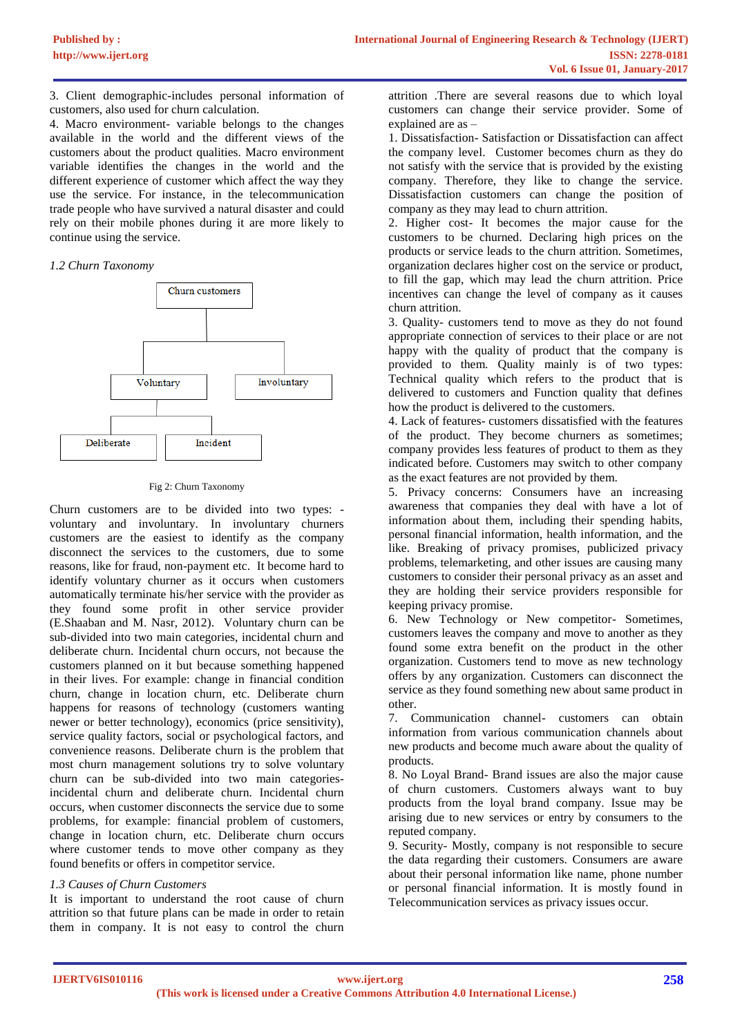3. Client demographic-includes personal information of customers, also used for churn calculation.

4. Macro environment- variable belongs to the changes available in the world and the different views of the customers about the product qualities. Macro environment variable identifies the changes in the world and the different experience of customer which affect the way they use the service. For instance, in the telecommunication trade people who have survived a natural disaster and could rely on their mobile phones during it are more likely to continue using the service.

*1.2 Churn Taxonomy*

```
                Churn customers
                      |
         -------------------------
         |                       |
     Voluntary              Involuntary
         |
   -------------
   |           |
Deliberate  Incident
```

Fig 2: Churn Taxonomy

Churn customers are to be divided into two types: - voluntary and involuntary. In involuntary churners customers are the easiest to identify as the company disconnect the services to the customers, due to some reasons, like for fraud, non-payment etc. It become hard to identify voluntary churner as it occurs when customers automatically terminate his/her service with the provider as they found some profit in other service provider (E.Shaaban and M. Nasr, 2012). Voluntary churn can be sub-divided into two main categories, incidental churn and deliberate churn. Incidental churn occurs, not because the customers planned on it but because something happened in their lives. For example: change in financial condition churn, change in location churn, etc. Deliberate churn happens for reasons of technology (customers wanting newer or better technology), economics (price sensitivity), service quality factors, social or psychological factors, and convenience reasons. Deliberate churn is the problem that most churn management solutions try to solve voluntary churn can be sub-divided into two main categories-incidental churn and deliberate churn. Incidental churn occurs, when customer disconnects the service due to some problems, for example: financial problem of customers, change in location churn, etc. Deliberate churn occurs where customer tends to move other company as they found benefits or offers in competitor service.

*1.3 Causes of Churn Customers*

It is important to understand the root cause of churn attrition so that future plans can be made in order to retain them in company. It is not easy to control the churn attrition .There are several reasons due to which loyal customers can change their service provider. Some of explained are as –

1. Dissatisfaction- Satisfaction or Dissatisfaction can affect the company level. Customer becomes churn as they do not satisfy with the service that is provided by the existing company. Therefore, they like to change the service. Dissatisfaction customers can change the position of company as they may lead to churn attrition.

2. Higher cost- It becomes the major cause for the customers to be churned. Declaring high prices on the products or service leads to the churn attrition. Sometimes, organization declares higher cost on the service or product, to fill the gap, which may lead the churn attrition. Price incentives can change the level of company as it causes churn attrition.

3. Quality- customers tend to move as they do not found appropriate connection of services to their place or are not happy with the quality of product that the company is provided to them. Quality mainly is of two types: Technical quality which refers to the product that is delivered to customers and Function quality that defines how the product is delivered to the customers.

4. Lack of features- customers dissatisfied with the features of the product. They become churners as sometimes; company provides less features of product to them as they indicated before. Customers may switch to other company as the exact features are not provided by them.

5. Privacy concerns: Consumers have an increasing awareness that companies they deal with have a lot of information about them, including their spending habits, personal financial information, health information, and the like. Breaking of privacy promises, publicized privacy problems, telemarketing, and other issues are causing many customers to consider their personal privacy as an asset and they are holding their service providers responsible for keeping privacy promise.

6. New Technology or New competitor- Sometimes, customers leaves the company and move to another as they found some extra benefit on the product in the other organization. Customers tend to move as new technology offers by any organization. Customers can disconnect the service as they found something new about same product in other.

7. Communication channel- customers can obtain information from various communication channels about new products and become much aware about the quality of products.

8. No Loyal Brand- Brand issues are also the major cause of churn customers. Customers always want to buy products from the loyal brand company. Issue may be arising due to new services or entry by consumers to the reputed company.

9. Security- Mostly, company is not responsible to secure the data regarding their customers. Consumers are aware about their personal information like name, phone number or personal financial information. It is mostly found in Telecommunication services as privacy issues occur.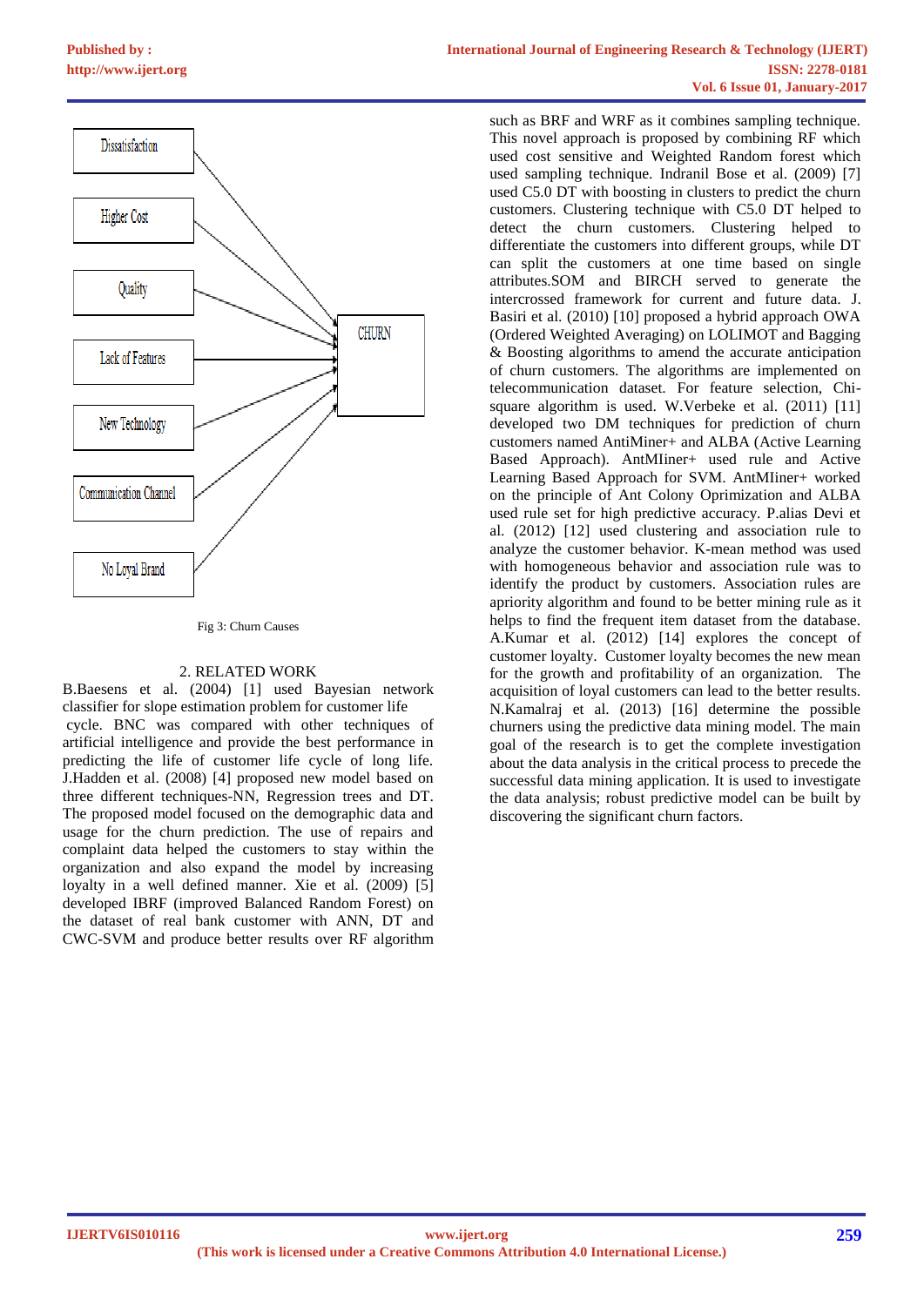Dissatisfaction

Higher Cost

Quality

Lack of Features

New Technology

Communication Channel

No Loyal Brand

CHURN

Fig 3: Churn Causes

## 2. RELATED WORK

B.Baesens et al. (2004) [1] used Bayesian network classifier for slope estimation problem for customer life cycle. BNC was compared with other techniques of artificial intelligence and provide the best performance in predicting the life of customer life cycle of long life. J.Hadden et al. (2008) [4] proposed new model based on three different techniques-NN, Regression trees and DT. The proposed model focused on the demographic data and usage for the churn prediction. The use of repairs and complaint data helped the customers to stay within the organization and also expand the model by increasing loyalty in a well defined manner. Xie et al. (2009) [5] developed IBRF (improved Balanced Random Forest) on the dataset of real bank customer with ANN, DT and CWC-SVM and produce better results over RF algorithm such as BRF and WRF as it combines sampling technique. This novel approach is proposed by combining RF which used cost sensitive and Weighted Random forest which used sampling technique. Indranil Bose et al. (2009) [7] used C5.0 DT with boosting in clusters to predict the churn customers. Clustering technique with C5.0 DT helped to detect the churn customers. Clustering helped to differentiate the customers into different groups, while DT can split the customers at one time based on single attributes.SOM and BIRCH served to generate the intercrossed framework for current and future data. J. Basiri et al. (2010) [10] proposed a hybrid approach OWA (Ordered Weighted Averaging) on LOLIMOT and Bagging & Boosting algorithms to amend the accurate anticipation of churn customers. The algorithms are implemented on telecommunication dataset. For feature selection, Chi-square algorithm is used. W.Verbeke et al. (2011) [11] developed two DM techniques for prediction of churn customers named AntiMiner+ and ALBA (Active Learning Based Approach). AntMIner+ used rule and Active Learning Based Approach for SVM. AntMIiner+ worked on the principle of Ant Colony Oprimization and ALBA used rule set for high predictive accuracy. P.alias Devi et al. (2012) [12] used clustering and association rule to analyze the customer behavior. K-mean method was used with homogeneous behavior and association rule was to identify the product by customers. Association rules are apriority algorithm and found to be better mining rule as it helps to find the frequent item dataset from the database. A.Kumar et al. (2012) [14] explores the concept of customer loyalty. Customer loyalty becomes the new mean for the growth and profitability of an organization. The acquisition of loyal customers can lead to the better results. N.Kamalraj et al. (2013) [16] determine the possible churners using the predictive data mining model. The main goal of the research is to get the complete investigation about the data analysis in the critical process to precede the successful data mining application. It is used to investigate the data analysis; robust predictive model can be built by discovering the significant churn factors.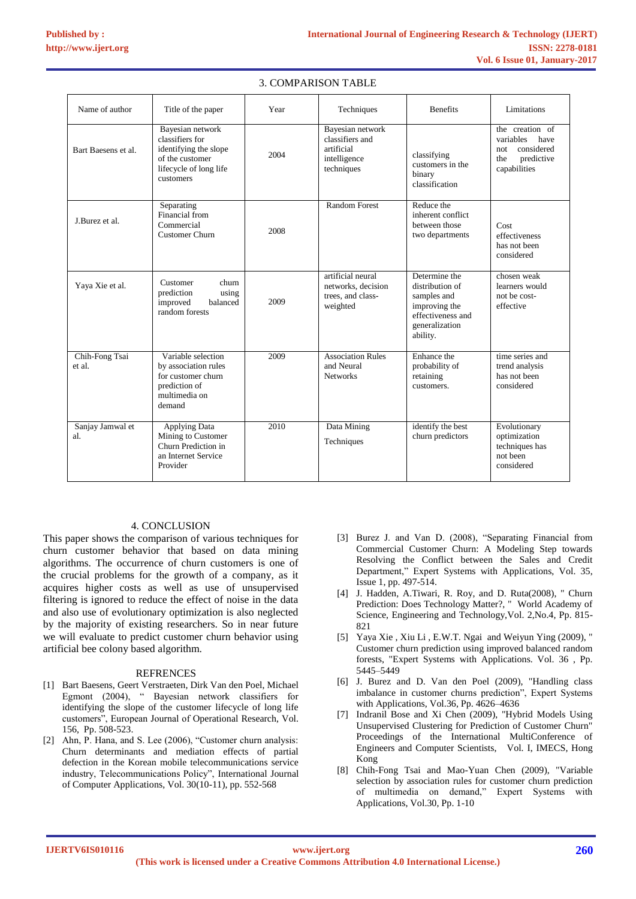## 3. COMPARISON TABLE

| Name of author | Title of the paper | Year | Techniques | Benefits | Limitations |
|---|---|---|---|---|---|
| Bart Baesens et al. | Bayesian network classifiers for identifying the slope of the customer lifecycle of long life customers | 2004 | Bayesian network classifiers and artificial intelligence techniques | classifying customers in the binary classification | the creation of variables have not considered the predictive capabilities |
| J.Burez et al. | Separating Financial from Commercial Customer Churn | 2008 | Random Forest | Reduce the inherent conflict between those two departments | Cost effectiveness has not been considered |
| Yaya Xie et al. | Customer churn prediction using improved balanced random forests | 2009 | artificial neural networks, decision trees, and class-weighted | Determine the distribution of samples and improving the effectiveness and generalization ability. | chosen weak learners would not be cost-effective |
| Chih-Fong Tsai et al. | Variable selection by association rules for customer churn prediction of multimedia on demand | 2009 | Association Rules and Neural Networks | Enhance the probability of retaining customers. | time series and trend analysis has not been considered |
| Sanjay Jamwal et al. | Applying Data Mining to Customer Churn Prediction in an Internet Service Provider | 2010 | Data Mining Techniques | identify the best churn predictors | Evolutionary optimization techniques has not been considered |

## 4. CONCLUSION

This paper shows the comparison of various techniques for churn customer behavior that based on data mining algorithms. The occurrence of churn customers is one of the crucial problems for the growth of a company, as it acquires higher costs as well as use of unsupervised filtering is ignored to reduce the effect of noise in the data and also use of evolutionary optimization is also neglected by the majority of existing researchers. So in near future we will evaluate to predict customer churn behavior using artificial bee colony based algorithm.

## REFRENCES

[1] Bart Baesens, Geert Verstraeten, Dirk Van den Poel, Michael Egmont (2004), " Bayesian network classifiers for identifying the slope of the customer lifecycle of long life customers", European Journal of Operational Research, Vol. 156, Pp. 508-523.

[2] Ahn, P. Hana, and S. Lee (2006), "Customer churn analysis: Churn determinants and mediation effects of partial defection in the Korean mobile telecommunications service industry, Telecommunications Policy", International Journal of Computer Applications, Vol. 30(10-11), pp. 552-568

[3] Burez J. and Van D. (2008), "Separating Financial from Commercial Customer Churn: A Modeling Step towards Resolving the Conflict between the Sales and Credit Department," Expert Systems with Applications, Vol. 35, Issue 1, pp. 497-514.

[4] J. Hadden, A.Tiwari, R. Roy, and D. Ruta(2008), " Churn Prediction: Does Technology Matter?, " World Academy of Science, Engineering and Technology,Vol. 2,No.4, Pp. 815-821

[5] Yaya Xie , Xiu Li , E.W.T. Ngai and Weiyun Ying (2009), " Customer churn prediction using improved balanced random forests, "Expert Systems with Applications. Vol. 36 , Pp. 5445–5449

[6] J. Burez and D. Van den Poel (2009), "Handling class imbalance in customer churns prediction", Expert Systems with Applications, Vol.36, Pp. 4626–4636

[7] Indranil Bose and Xi Chen (2009), "Hybrid Models Using Unsupervised Clustering for Prediction of Customer Churn" Proceedings of the International MultiConference of Engineers and Computer Scientists, Vol. I, IMECS, Hong Kong

[8] Chih-Fong Tsai and Mao-Yuan Chen (2009), "Variable selection by association rules for customer churn prediction of multimedia on demand," Expert Systems with Applications, Vol.30, Pp. 1-10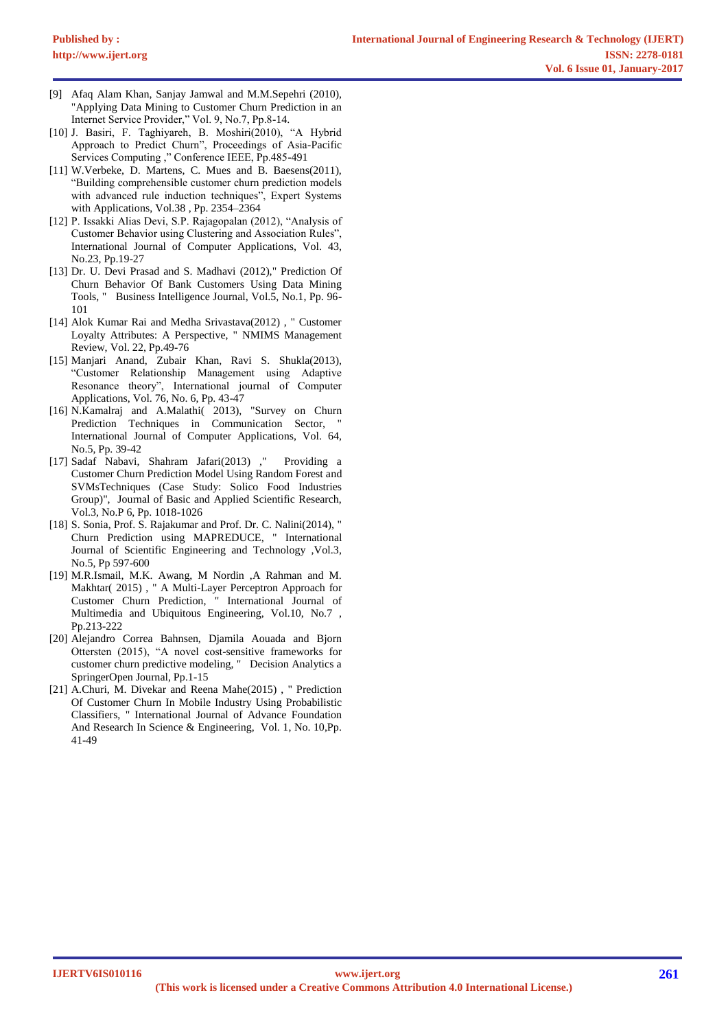[9] Afaq Alam Khan, Sanjay Jamwal and M.M.Sepehri (2010), "Applying Data Mining to Customer Churn Prediction in an Internet Service Provider," Vol. 9, No.7, Pp.8-14.

[10] J. Basiri, F. Taghiyareh, B. Moshiri(2010), "A Hybrid Approach to Predict Churn", Proceedings of Asia-Pacific Services Computing ," Conference IEEE, Pp.485-491

[11] W.Verbeke, D. Martens, C. Mues and B. Baesens(2011), "Building comprehensible customer churn prediction models with advanced rule induction techniques", Expert Systems with Applications, Vol.38 , Pp. 2354–2364

[12] P. Issakki Alias Devi, S.P. Rajagopalan (2012), "Analysis of Customer Behavior using Clustering and Association Rules", International Journal of Computer Applications, Vol. 43, No.23, Pp.19-27

[13] Dr. U. Devi Prasad and S. Madhavi (2012)," Prediction Of Churn Behavior Of Bank Customers Using Data Mining Tools, " Business Intelligence Journal, Vol.5, No.1, Pp. 96-101

[14] Alok Kumar Rai and Medha Srivastava(2012) , " Customer Loyalty Attributes: A Perspective, " NMIMS Management Review, Vol. 22, Pp.49-76

[15] Manjari Anand, Zubair Khan, Ravi S. Shukla(2013), "Customer Relationship Management using Adaptive Resonance theory", International journal of Computer Applications, Vol. 76, No. 6, Pp. 43-47

[16] N.Kamalraj and A.Malathi( 2013), "Survey on Churn Prediction Techniques in Communication Sector, " International Journal of Computer Applications, Vol. 64, No.5, Pp. 39-42

[17] Sadaf Nabavi, Shahram Jafari(2013) ," Providing a Customer Churn Prediction Model Using Random Forest and SVMsTechniques (Case Study: Solico Food Industries Group)", Journal of Basic and Applied Scientific Research, Vol.3, No.P 6, Pp. 1018-1026

[18] S. Sonia, Prof. S. Rajakumar and Prof. Dr. C. Nalini(2014), " Churn Prediction using MAPREDUCE, " International Journal of Scientific Engineering and Technology ,Vol.3, No.5, Pp 597-600

[19] M.R.Ismail, M.K. Awang, M Nordin ,A Rahman and M. Makhtar( 2015) , " A Multi-Layer Perceptron Approach for Customer Churn Prediction, " International Journal of Multimedia and Ubiquitous Engineering, Vol.10, No.7 , Pp.213-222

[20] Alejandro Correa Bahnsen, Djamila Aouada and Bjorn Ottersten (2015), "A novel cost-sensitive frameworks for customer churn predictive modeling, " Decision Analytics a SpringerOpen Journal, Pp.1-15

[21] A.Churi, M. Divekar and Reena Mahe(2015) , " Prediction Of Customer Churn In Mobile Industry Using Probabilistic Classifiers, " International Journal of Advance Foundation And Research In Science & Engineering, Vol. 1, No. 10,Pp. 41-49